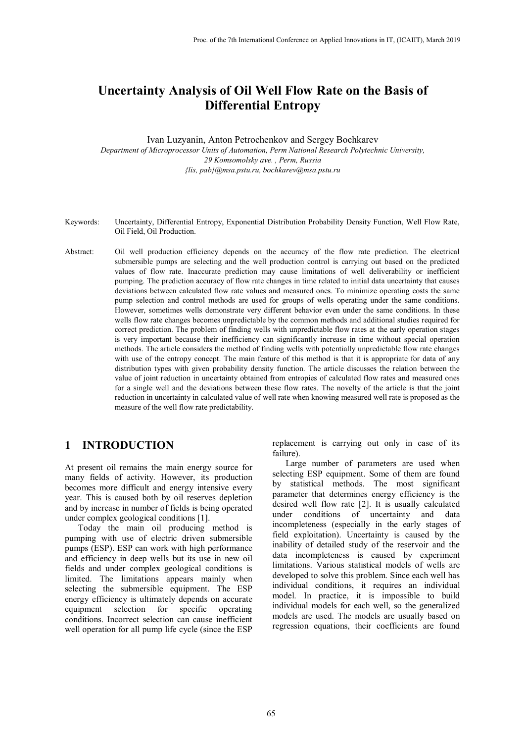# Uncertainty Analysis of Oil Well Flow Rate on the Basis of Differential Entropy

Ivan Luzyanin, Anton Petrochenkov and Sergey Bochkarev

*Department of Microprocessor Units of Automation, Perm National Research Polytechnic University, 29 Komsomolsky ave. , Perm, Russia*
*{lis, pab}@msa.pstu.ru, bochkarev@msa.pstu.ru*

Keywords: Uncertainty, Differential Entropy, Exponential Distribution Probability Density Function, Well Flow Rate, Oil Field, Oil Production.

Abstract: Oil well production efficiency depends on the accuracy of the flow rate prediction. The electrical submersible pumps are selecting and the well production control is carrying out based on the predicted values of flow rate. Inaccurate prediction may cause limitations of well deliverability or inefficient pumping. The prediction accuracy of flow rate changes in time related to initial data uncertainty that causes deviations between calculated flow rate values and measured ones. To minimize operating costs the same pump selection and control methods are used for groups of wells operating under the same conditions. However, sometimes wells demonstrate very different behavior even under the same conditions. In these wells flow rate changes becomes unpredictable by the common methods and additional studies required for correct prediction. The problem of finding wells with unpredictable flow rates at the early operation stages is very important because their inefficiency can significantly increase in time without special operation methods. The article considers the method of finding wells with potentially unpredictable flow rate changes with use of the entropy concept. The main feature of this method is that it is appropriate for data of any distribution types with given probability density function. The article discusses the relation between the value of joint reduction in uncertainty obtained from entropies of calculated flow rates and measured ones for a single well and the deviations between these flow rates. The novelty of the article is that the joint reduction in uncertainty in calculated value of well rate when knowing measured well rate is proposed as the measure of the well flow rate predictability.

## 1 INTRODUCTION

At present oil remains the main energy source for many fields of activity. However, its production becomes more difficult and energy intensive every year. This is caused both by oil reserves depletion and by increase in number of fields is being operated under complex geological conditions [1].

Today the main oil producing method is pumping with use of electric driven submersible pumps (ESP). ESP can work with high performance and efficiency in deep wells but its use in new oil fields and under complex geological conditions is limited. The limitations appears mainly when selecting the submersible equipment. The ESP energy efficiency is ultimately depends on accurate equipment selection for specific operating conditions. Incorrect selection can cause inefficient well operation for all pump life cycle (since the ESP replacement is carrying out only in case of its failure).

Large number of parameters are used when selecting ESP equipment. Some of them are found by statistical methods. The most significant parameter that determines energy efficiency is the desired well flow rate [2]. It is usually calculated under conditions of uncertainty and data incompleteness (especially in the early stages of field exploitation). Uncertainty is caused by the inability of detailed study of the reservoir and the data incompleteness is caused by experiment limitations. Various statistical models of wells are developed to solve this problem. Since each well has individual conditions, it requires an individual model. In practice, it is impossible to build individual models for each well, so the generalized models are used. The models are usually based on regression equations, their coefficients are found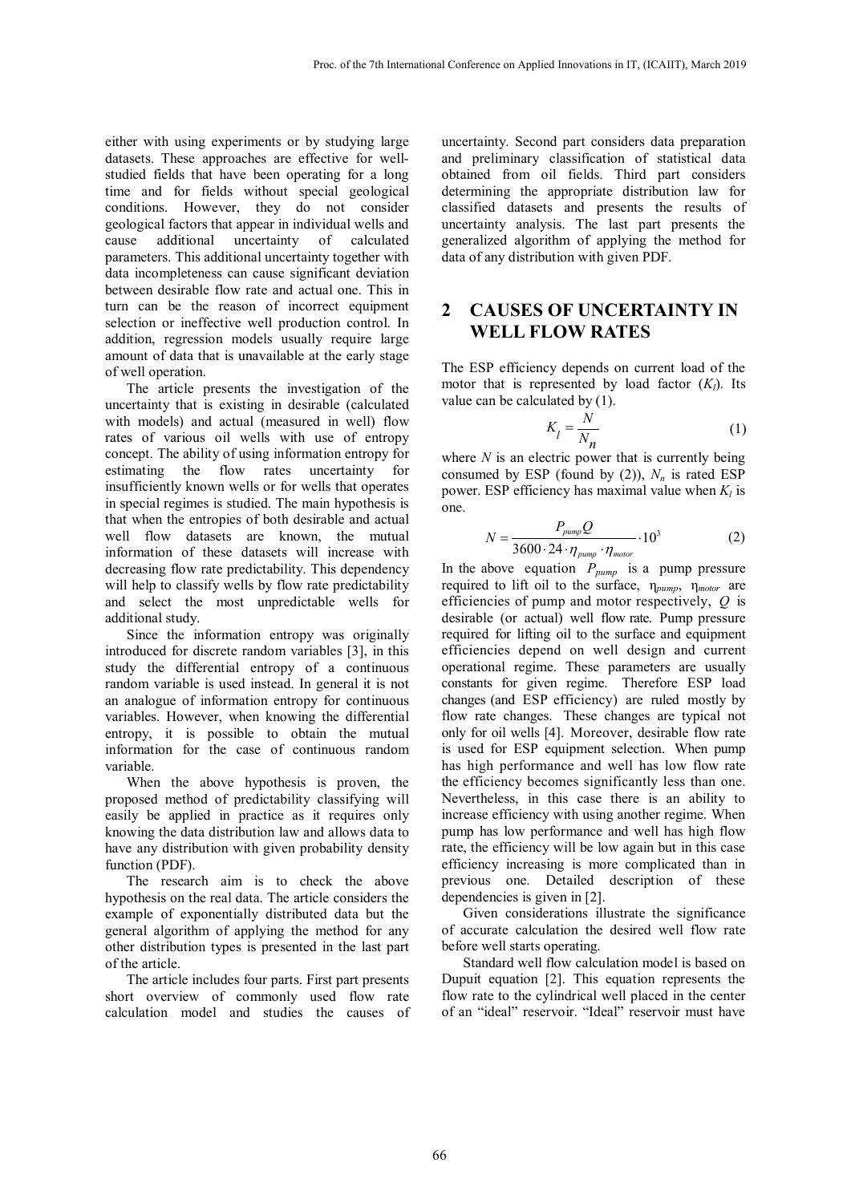either with using experiments or by studying large datasets. These approaches are effective for well-studied fields that have been operating for a long time and for fields without special geological conditions. However, they do not consider geological factors that appear in individual wells and cause additional uncertainty of calculated parameters. This additional uncertainty together with data incompleteness can cause significant deviation between desirable flow rate and actual one. This in turn can be the reason of incorrect equipment selection or ineffective well production control. In addition, regression models usually require large amount of data that is unavailable at the early stage of well operation.

The article presents the investigation of the uncertainty that is existing in desirable (calculated with models) and actual (measured in well) flow rates of various oil wells with use of entropy concept. The ability of using information entropy for estimating the flow rates uncertainty for insufficiently known wells or for wells that operates in special regimes is studied. The main hypothesis is that when the entropies of both desirable and actual well flow datasets are known, the mutual information of these datasets will increase with decreasing flow rate predictability. This dependency will help to classify wells by flow rate predictability and select the most unpredictable wells for additional study.

Since the information entropy was originally introduced for discrete random variables [3], in this study the differential entropy of a continuous random variable is used instead. In general it is not an analogue of information entropy for continuous variables. However, when knowing the differential entropy, it is possible to obtain the mutual information for the case of continuous random variable.

When the above hypothesis is proven, the proposed method of predictability classifying will easily be applied in practice as it requires only knowing the data distribution law and allows data to have any distribution with given probability density function (PDF).

The research aim is to check the above hypothesis on the real data. The article considers the example of exponentially distributed data but the general algorithm of applying the method for any other distribution types is presented in the last part of the article.

The article includes four parts. First part presents short overview of commonly used flow rate calculation model and studies the causes of uncertainty. Second part considers data preparation and preliminary classification of statistical data obtained from oil fields. Third part considers determining the appropriate distribution law for classified datasets and presents the results of uncertainty analysis. The last part presents the generalized algorithm of applying the method for data of any distribution with given PDF.

## 2 CAUSES OF UNCERTAINTY IN WELL FLOW RATES

The ESP efficiency depends on current load of the motor that is represented by load factor ($K_l$). Its value can be calculated by (1).

$$K_l = \frac{N}{N_n} \tag{1}$$

where $N$ is an electric power that is currently being consumed by ESP (found by (2)), $N_n$ is rated ESP power. ESP efficiency has maximal value when $K_l$ is one.

$$N = \frac{P_{pump} Q}{3600 \cdot 24 \cdot \eta_{pump} \cdot \eta_{motor}} \cdot 10^3 \tag{2}$$

In the above equation $P_{pump}$ is a pump pressure required to lift oil to the surface, $\eta_{pump}$, $\eta_{motor}$ are efficiencies of pump and motor respectively, $Q$ is desirable (or actual) well flow rate. Pump pressure required for lifting oil to the surface and equipment efficiencies depend on well design and current operational regime. These parameters are usually constants for given regime. Therefore ESP load changes (and ESP efficiency) are ruled mostly by flow rate changes. These changes are typical not only for oil wells [4]. Moreover, desirable flow rate is used for ESP equipment selection. When pump has high performance and well has low flow rate the efficiency becomes significantly less than one. Nevertheless, in this case there is an ability to increase efficiency with using another regime. When pump has low performance and well has high flow rate, the efficiency will be low again but in this case efficiency increasing is more complicated than in previous one. Detailed description of these dependencies is given in [2].

Given considerations illustrate the significance of accurate calculation the desired well flow rate before well starts operating.

Standard well flow calculation model is based on Dupuit equation [2]. This equation represents the flow rate to the cylindrical well placed in the center of an "ideal" reservoir. "Ideal" reservoir must have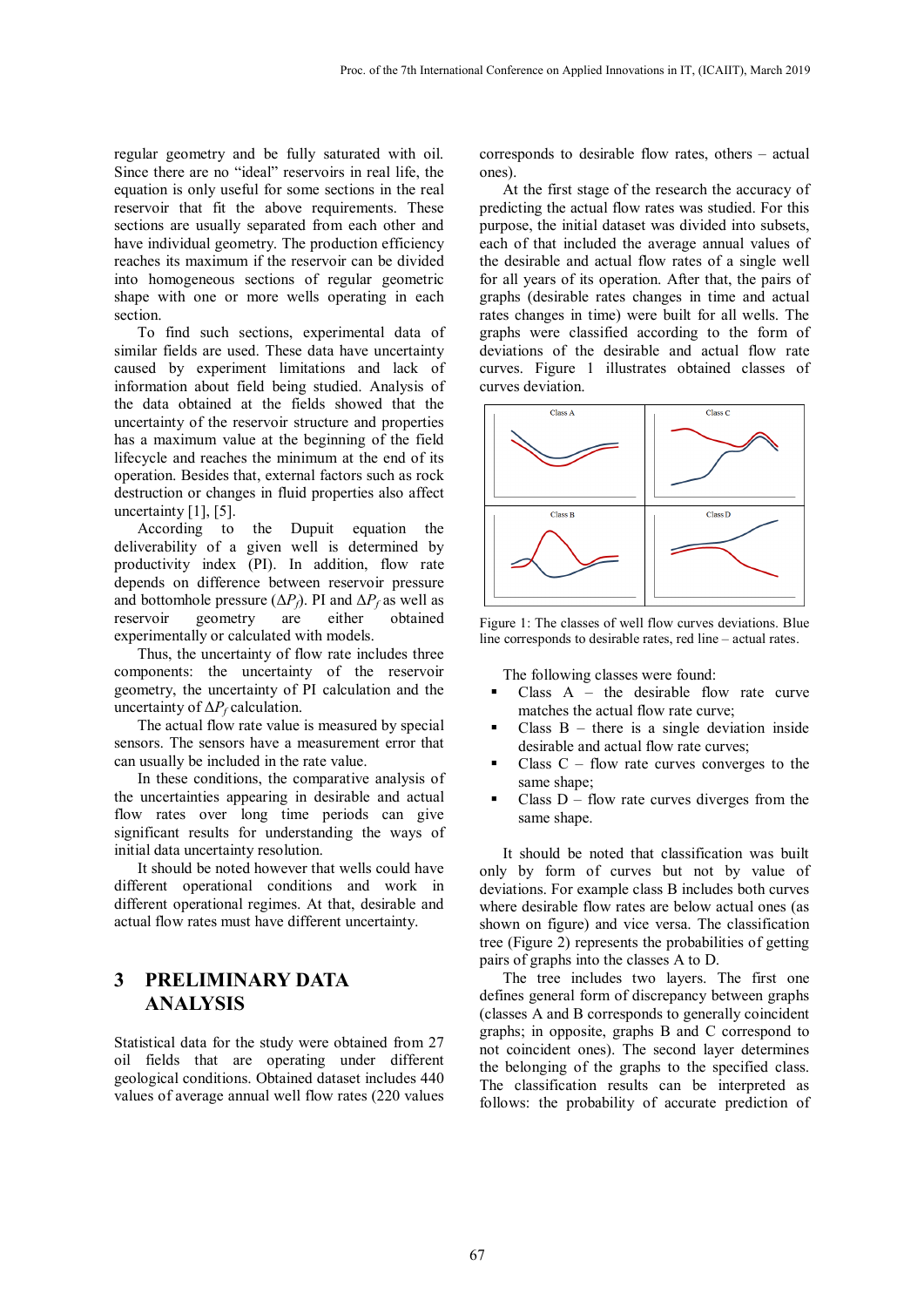regular geometry and be fully saturated with oil. Since there are no "ideal" reservoirs in real life, the equation is only useful for some sections in the real reservoir that fit the above requirements. These sections are usually separated from each other and have individual geometry. The production efficiency reaches its maximum if the reservoir can be divided into homogeneous sections of regular geometric shape with one or more wells operating in each section.

To find such sections, experimental data of similar fields are used. These data have uncertainty caused by experiment limitations and lack of information about field being studied. Analysis of the data obtained at the fields showed that the uncertainty of the reservoir structure and properties has a maximum value at the beginning of the field lifecycle and reaches the minimum at the end of its operation. Besides that, external factors such as rock destruction or changes in fluid properties also affect uncertainty [1], [5].

According to the Dupuit equation the deliverability of a given well is determined by productivity index (PI). In addition, flow rate depends on difference between reservoir pressure and bottomhole pressure ($\Delta P_f$). PI and $\Delta P_f$ as well as reservoir geometry are either obtained experimentally or calculated with models.

Thus, the uncertainty of flow rate includes three components: the uncertainty of the reservoir geometry, the uncertainty of PI calculation and the uncertainty of $\Delta P_f$ calculation.

The actual flow rate value is measured by special sensors. The sensors have a measurement error that can usually be included in the rate value.

In these conditions, the comparative analysis of the uncertainties appearing in desirable and actual flow rates over long time periods can give significant results for understanding the ways of initial data uncertainty resolution.

It should be noted however that wells could have different operational conditions and work in different operational regimes. At that, desirable and actual flow rates must have different uncertainty.

## 3 PRELIMINARY DATA ANALYSIS

Statistical data for the study were obtained from 27 oil fields that are operating under different geological conditions. Obtained dataset includes 440 values of average annual well flow rates (220 values corresponds to desirable flow rates, others – actual ones).

At the first stage of the research the accuracy of predicting the actual flow rates was studied. For this purpose, the initial dataset was divided into subsets, each of that included the average annual values of the desirable and actual flow rates of a single well for all years of its operation. After that, the pairs of graphs (desirable rates changes in time and actual rates changes in time) were built for all wells. The graphs were classified according to the form of deviations of the desirable and actual flow rate curves. Figure 1 illustrates obtained classes of curves deviation.

Figure 1: The classes of well flow curves deviations. Blue line corresponds to desirable rates, red line – actual rates.

The following classes were found:

- Class A – the desirable flow rate curve matches the actual flow rate curve;
- Class B – there is a single deviation inside desirable and actual flow rate curves;
- Class C – flow rate curves converges to the same shape;
- Class D – flow rate curves diverges from the same shape.

It should be noted that classification was built only by form of curves but not by value of deviations. For example class B includes both curves where desirable flow rates are below actual ones (as shown on figure) and vice versa. The classification tree (Figure 2) represents the probabilities of getting pairs of graphs into the classes A to D.

The tree includes two layers. The first one defines general form of discrepancy between graphs (classes A and B corresponds to generally coincident graphs; in opposite, graphs B and C correspond to not coincident ones). The second layer determines the belonging of the graphs to the specified class. The classification results can be interpreted as follows: the probability of accurate prediction of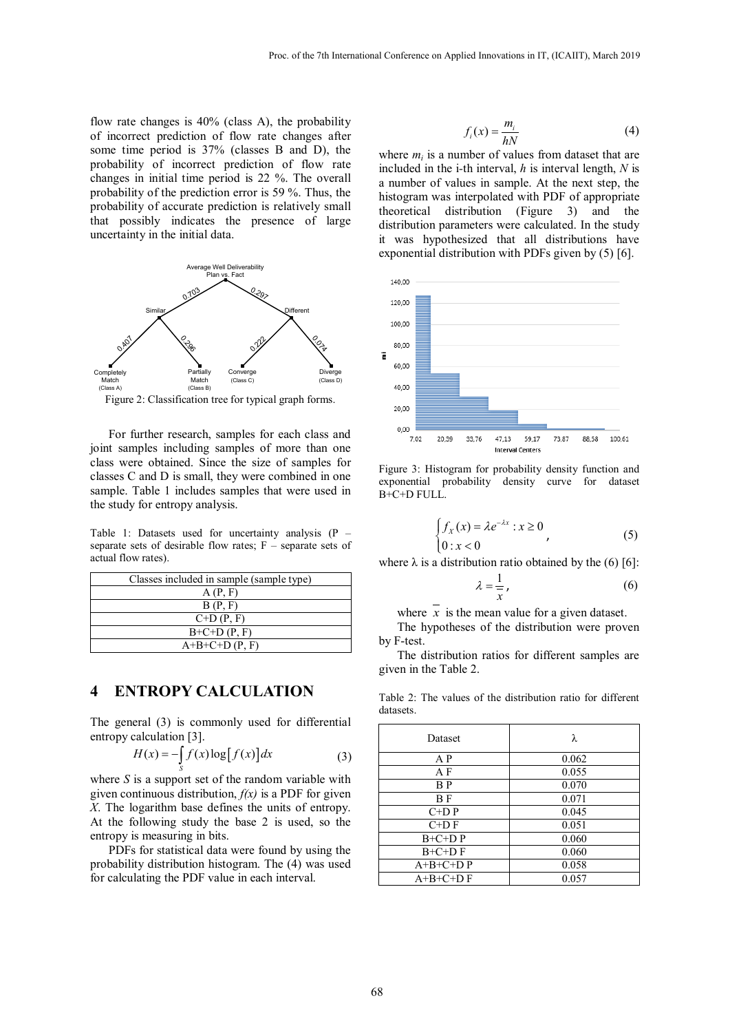flow rate changes is 40% (class A), the probability of incorrect prediction of flow rate changes after some time period is 37% (classes B and D), the probability of incorrect prediction of flow rate changes in initial time period is 22 %. The overall probability of the prediction error is 59 %. Thus, the probability of accurate prediction is relatively small that possibly indicates the presence of large uncertainty in the initial data.

Figure 2: Classification tree for typical graph forms.

For further research, samples for each class and joint samples including samples of more than one class were obtained. Since the size of samples for classes C and D is small, they were combined in one sample. Table 1 includes samples that were used in the study for entropy analysis.

Table 1: Datasets used for uncertainty analysis (P – separate sets of desirable flow rates; F – separate sets of actual flow rates).

| Classes included in sample (sample type) |
|---|
| A (P, F) |
| B (P, F) |
| C+D (P, F) |
| B+C+D (P, F) |
| A+B+C+D (P, F) |

## 4 ENTROPY CALCULATION

The general (3) is commonly used for differential entropy calculation [3].

$$H(x) = -\int_S f(x)\log\left[f(x)\right]dx \tag{3}$$

where $S$ is a support set of the random variable with given continuous distribution, $f(x)$ is a PDF for given $X$. The logarithm base defines the units of entropy. At the following study the base 2 is used, so the entropy is measuring in bits.

PDFs for statistical data were found by using the probability distribution histogram. The (4) was used for calculating the PDF value in each interval.

$$f_i(x) = \frac{m_i}{hN} \tag{4}$$

where $m_i$ is a number of values from dataset that are included in the i-th interval, $h$ is interval length, $N$ is a number of values in sample. At the next step, the histogram was interpolated with PDF of appropriate theoretical distribution (Figure 3) and the distribution parameters were calculated. In the study it was hypothesized that all distributions have exponential distribution with PDFs given by (5) [6].

Figure 3: Histogram for probability density function and exponential probability density curve for dataset B+C+D FULL.

$$\begin{cases} f_X(x) = \lambda e^{-\lambda x} : x \geq 0 \\ 0 : x < 0 \end{cases}, \tag{5}$$

where λ is a distribution ratio obtained by the (6) [6]:

$$\lambda = \frac{1}{\overline{x}}, \tag{6}$$

where $\overline{x}$ is the mean value for a given dataset.

The hypotheses of the distribution were proven by F-test.

The distribution ratios for different samples are given in the Table 2.

Table 2: The values of the distribution ratio for different datasets.

| Dataset | λ |
|---|---|
| A P | 0.062 |
| A F | 0.055 |
| B P | 0.070 |
| B F | 0.071 |
| C+D P | 0.045 |
| C+D F | 0.051 |
| B+C+D P | 0.060 |
| B+C+D F | 0.060 |
| A+B+C+D P | 0.058 |
| A+B+C+D F | 0.057 |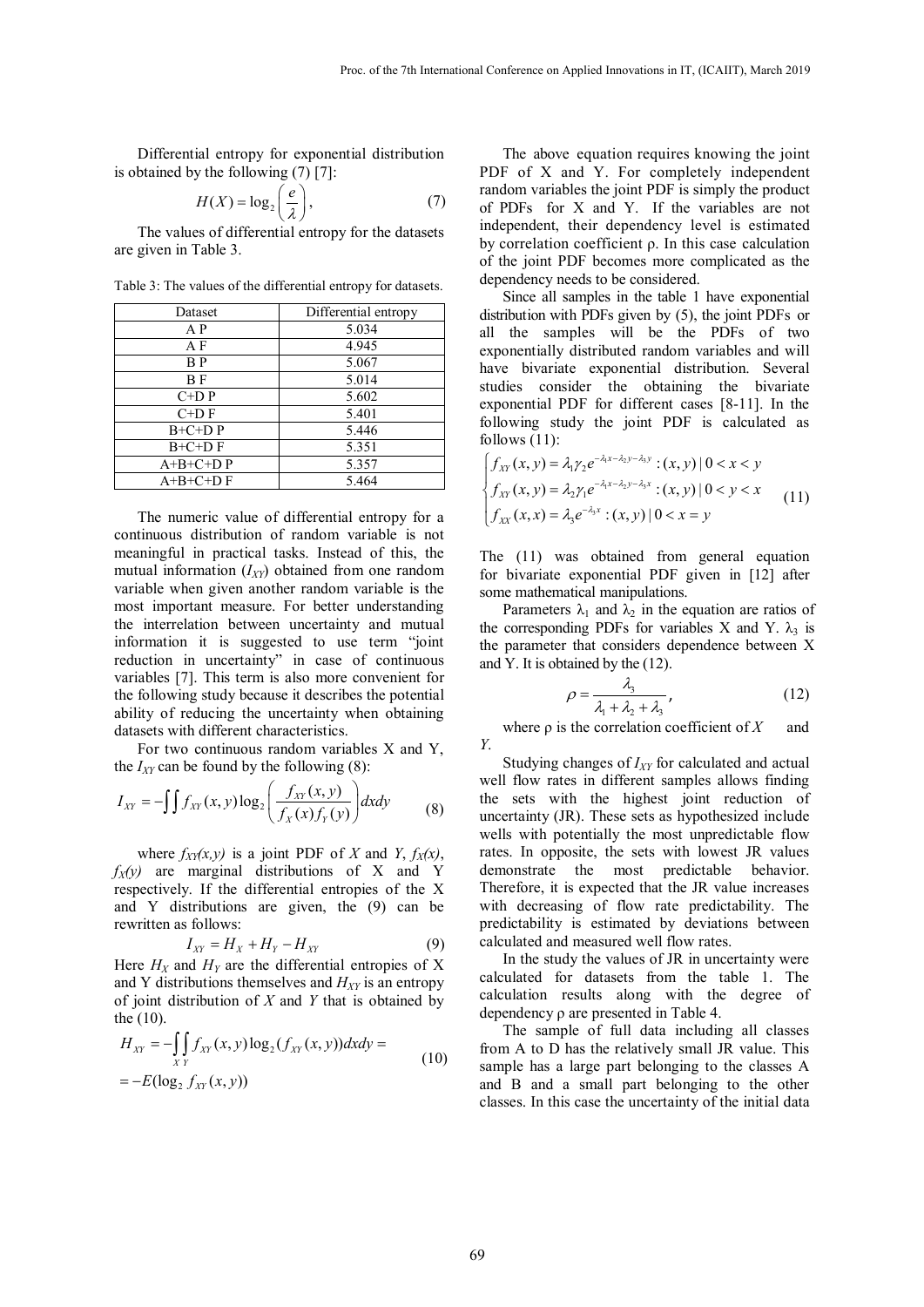Differential entropy for exponential distribution is obtained by the following (7) [7]:

$$H(X) = \log_2\left(\frac{e}{\lambda}\right), \tag{7}$$

The values of differential entropy for the datasets are given in Table 3.

Table 3: The values of the differential entropy for datasets.

| Dataset | Differential entropy |
|---|---|
| A P | 5.034 |
| A F | 4.945 |
| B P | 5.067 |
| B F | 5.014 |
| C+D P | 5.602 |
| C+D F | 5.401 |
| B+C+D P | 5.446 |
| B+C+D F | 5.351 |
| A+B+C+D P | 5.357 |
| A+B+C+D F | 5.464 |

The numeric value of differential entropy for a continuous distribution of random variable is not meaningful in practical tasks. Instead of this, the mutual information ($I_{XY}$) obtained from one random variable when given another random variable is the most important measure. For better understanding the interrelation between uncertainty and mutual information it is suggested to use term "joint reduction in uncertainty" in case of continuous variables [7]. This term is also more convenient for the following study because it describes the potential ability of reducing the uncertainty when obtaining datasets with different characteristics.

For two continuous random variables X and Y, the $I_{XY}$ can be found by the following (8):

$$I_{XY} = -\int\int f_{XY}(x,y)\log_2\left(\frac{f_{XY}(x,y)}{f_X(x)f_Y(y)}\right)dxdy \tag{8}$$

where $f_{XY}(x,y)$ is a joint PDF of $X$ and $Y$, $f_X(x)$, $f_X(y)$ are marginal distributions of X and Y respectively. If the differential entropies of the X and Y distributions are given, the (9) can be rewritten as follows:

$$I_{XY} = H_X + H_Y - H_{XY} \tag{9}$$

Here $H_X$ and $H_Y$ are the differential entropies of X and Y distributions themselves and $H_{XY}$ is an entropy of joint distribution of $X$ and $Y$ that is obtained by the (10).

$$H_{XY} = -\int_X\int_Y f_{XY}(x,y)\log_2(f_{XY}(x,y))dxdy = \\ = -E(\log_2 f_{XY}(x,y)) \tag{10}$$

The above equation requires knowing the joint PDF of X and Y. For completely independent random variables the joint PDF is simply the product of PDFs for X and Y. If the variables are not independent, their dependency level is estimated by correlation coefficient ρ. In this case calculation of the joint PDF becomes more complicated as the dependency needs to be considered.

Since all samples in the table 1 have exponential distribution with PDFs given by (5), the joint PDFs or all the samples will be the PDFs of two exponentially distributed random variables and will have bivariate exponential distribution. Several studies consider the obtaining the bivariate exponential PDF for different cases [8-11]. In the following study the joint PDF is calculated as follows (11):

$$\begin{cases} f_{XY}(x,y) = \lambda_1\gamma_2 e^{-\lambda_1 x - \lambda_2 y - \lambda_3 y} : (x,y) \mid 0 < x < y \\ f_{XY}(x,y) = \lambda_2\gamma_1 e^{-\lambda_1 x - \lambda_2 y - \lambda_3 x} : (x,y) \mid 0 < y < x \\ f_{XX}(x,x) = \lambda_3 e^{-\lambda_3 x} : (x,y) \mid 0 < x = y \end{cases} \tag{11}$$

The (11) was obtained from general equation for bivariate exponential PDF given in [12] after some mathematical manipulations.

Parameters $\lambda_1$ and $\lambda_2$ in the equation are ratios of the corresponding PDFs for variables X and Y. $\lambda_3$ is the parameter that considers dependence between X and Y. It is obtained by the (12).

$$\rho = \frac{\lambda_3}{\lambda_1 + \lambda_2 + \lambda_3}, \tag{12}$$

where ρ is the correlation coefficient of $X$ and $Y$.

Studying changes of $I_{XY}$ for calculated and actual well flow rates in different samples allows finding the sets with the highest joint reduction of uncertainty (JR). These sets as hypothesized include wells with potentially the most unpredictable flow rates. In opposite, the sets with lowest JR values demonstrate the most predictable behavior. Therefore, it is expected that the JR value increases with decreasing of flow rate predictability. The predictability is estimated by deviations between calculated and measured well flow rates.

In the study the values of JR in uncertainty were calculated for datasets from the table 1. The calculation results along with the degree of dependency ρ are presented in Table 4.

The sample of full data including all classes from A to D has the relatively small JR value. This sample has a large part belonging to the classes A and B and a small part belonging to the other classes. In this case the uncertainty of the initial data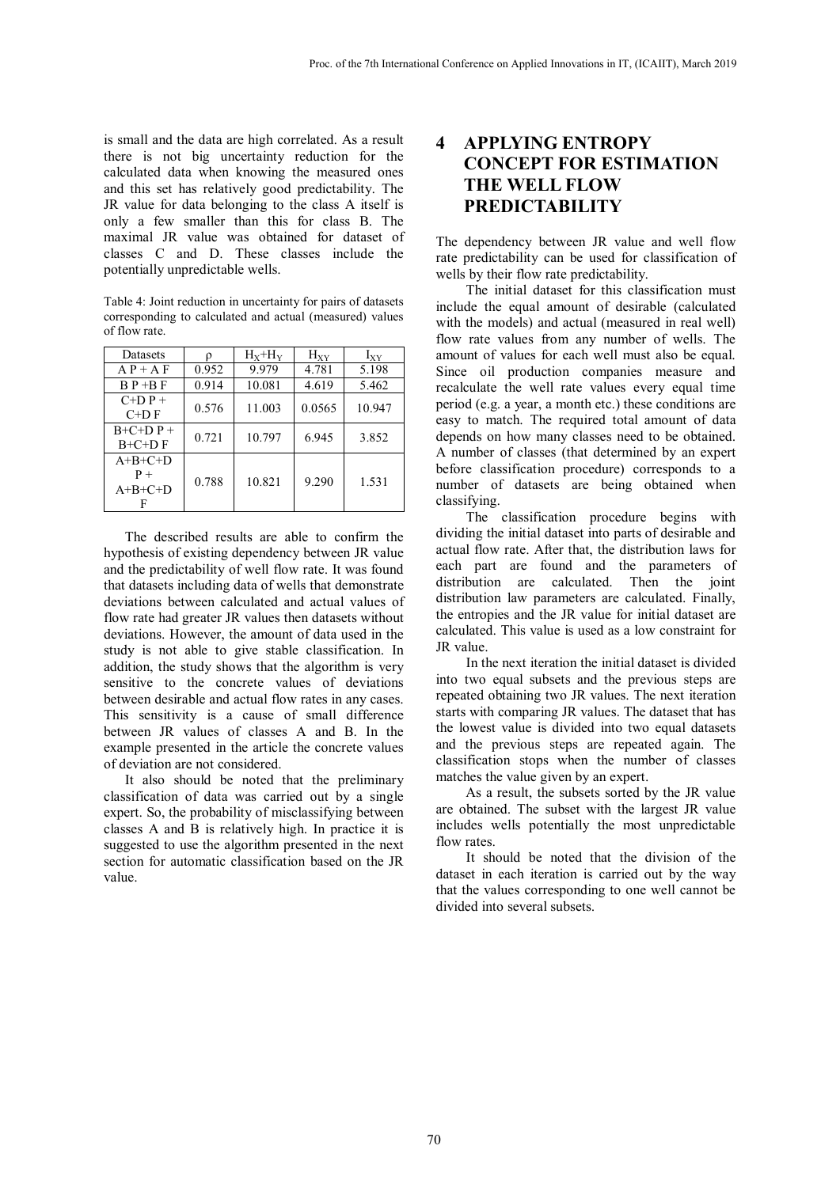is small and the data are high correlated. As a result there is not big uncertainty reduction for the calculated data when knowing the measured ones and this set has relatively good predictability. The JR value for data belonging to the class A itself is only a few smaller than this for class B. The maximal JR value was obtained for dataset of classes C and D. These classes include the potentially unpredictable wells.

Table 4: Joint reduction in uncertainty for pairs of datasets corresponding to calculated and actual (measured) values of flow rate.

| Datasets | $\rho$ | $H_X+H_Y$ | $H_{XY}$ | $I_{XY}$ |
|---|---|---|---|---|
| A P + A F | 0.952 | 9.979 | 4.781 | 5.198 |
| B P +B F | 0.914 | 10.081 | 4.619 | 5.462 |
| C+D P + C+D F | 0.576 | 11.003 | 0.0565 | 10.947 |
| B+C+D P + B+C+D F | 0.721 | 10.797 | 6.945 | 3.852 |
| A+B+C+D P + A+B+C+D F | 0.788 | 10.821 | 9.290 | 1.531 |

The described results are able to confirm the hypothesis of existing dependency between JR value and the predictability of well flow rate. It was found that datasets including data of wells that demonstrate deviations between calculated and actual values of flow rate had greater JR values then datasets without deviations. However, the amount of data used in the study is not able to give stable classification. In addition, the study shows that the algorithm is very sensitive to the concrete values of deviations between desirable and actual flow rates in any cases. This sensitivity is a cause of small difference between JR values of classes A and B. In the example presented in the article the concrete values of deviation are not considered.

It also should be noted that the preliminary classification of data was carried out by a single expert. So, the probability of misclassifying between classes A and B is relatively high. In practice it is suggested to use the algorithm presented in the next section for automatic classification based on the JR value.

# 4 APPLYING ENTROPY CONCEPT FOR ESTIMATION THE WELL FLOW PREDICTABILITY

The dependency between JR value and well flow rate predictability can be used for classification of wells by their flow rate predictability.

The initial dataset for this classification must include the equal amount of desirable (calculated with the models) and actual (measured in real well) flow rate values from any number of wells. The amount of values for each well must also be equal. Since oil production companies measure and recalculate the well rate values every equal time period (e.g. a year, a month etc.) these conditions are easy to match. The required total amount of data depends on how many classes need to be obtained. A number of classes (that determined by an expert before classification procedure) corresponds to a number of datasets are being obtained when classifying.

The classification procedure begins with dividing the initial dataset into parts of desirable and actual flow rate. After that, the distribution laws for each part are found and the parameters of distribution are calculated. Then the joint distribution law parameters are calculated. Finally, the entropies and the JR value for initial dataset are calculated. This value is used as a low constraint for JR value.

In the next iteration the initial dataset is divided into two equal subsets and the previous steps are repeated obtaining two JR values. The next iteration starts with comparing JR values. The dataset that has the lowest value is divided into two equal datasets and the previous steps are repeated again. The classification stops when the number of classes matches the value given by an expert.

As a result, the subsets sorted by the JR value are obtained. The subset with the largest JR value includes wells potentially the most unpredictable flow rates.

It should be noted that the division of the dataset in each iteration is carried out by the way that the values corresponding to one well cannot be divided into several subsets.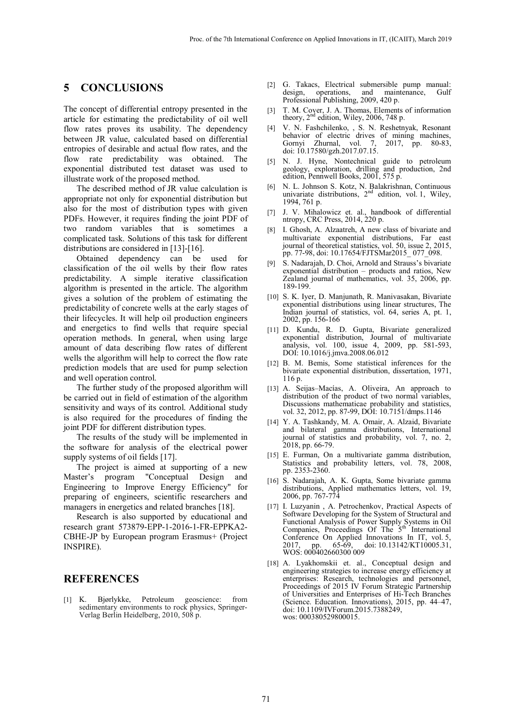## 5 CONCLUSIONS

The concept of differential entropy presented in the article for estimating the predictability of oil well flow rates proves its usability. The dependency between JR value, calculated based on differential entropies of desirable and actual flow rates, and the flow rate predictability was obtained. The exponential distributed test dataset was used to illustrate work of the proposed method.

The described method of JR value calculation is appropriate not only for exponential distribution but also for the most of distribution types with given PDFs. However, it requires finding the joint PDF of two random variables that is sometimes a complicated task. Solutions of this task for different distributions are considered in [13]-[16].

Obtained dependency can be used for classification of the oil wells by their flow rates predictability. A simple iterative classification algorithm is presented in the article. The algorithm gives a solution of the problem of estimating the predictability of concrete wells at the early stages of their lifecycles. It will help oil production engineers and energetics to find wells that require special operation methods. In general, when using large amount of data describing flow rates of different wells the algorithm will help to correct the flow rate prediction models that are used for pump selection and well operation control.

The further study of the proposed algorithm will be carried out in field of estimation of the algorithm sensitivity and ways of its control. Additional study is also required for the procedures of finding the joint PDF for different distribution types.

The results of the study will be implemented in the software for analysis of the electrical power supply systems of oil fields [17].

The project is aimed at supporting of a new Master's program "Conceptual Design and Engineering to Improve Energy Efficiency" for preparing of engineers, scientific researchers and managers in energetics and related branches [18].

Research is also supported by educational and research grant 573879-EPP-1-2016-1-FR-EPPKA2-CBHE-JP by European program Erasmus+ (Project INSPIRE).

## REFERENCES

[1] K. Bjørlykke, Petroleum geoscience: from sedimentary environments to rock physics, Springer-Verlag Berlin Heidelberg, 2010, 508 p.

[2] G. Takacs, Electrical submersible pump manual: design, operations, and maintenance, Gulf Professional Publishing, 2009, 420 p.

[3] T. M. Cover, J. A. Thomas, Elements of information theory, 2nd edition, Wiley, 2006, 748 p.

[4] V. N. Fashchilenko, , S. N. Reshetnyak, Resonant behavior of electric drives of mining machines, Gornyi Zhurnal, vol. 7, 2017, pp. 80-83, doi: 10.17580/gzh.2017.07.15.

[5] N. J. Hyne, Nontechnical guide to petroleum geology, exploration, drilling and production, 2nd edition, Pennwell Books, 2001, 575 p.

[6] N. L. Johnson S. Kotz, N. Balakrishnan, Continuous univariate distributions, 2nd edition, vol. 1, Wiley, 1994, 761 p.

[7] J. V. Mihalowicz et. al., handbook of differential ntropy, CRC Press, 2014, 220 p.

[8] I. Ghosh, A. Alzaatreh, A new class of bivariate and multivariate exponential distributions, Far east journal of theoretical statistics, vol. 50, issue 2, 2015, pp. 77-98, doi: 10.17654/FJTSMar2015_ 077_098.

[9] S. Nadarajah, D. Choi, Arnold and Strauss's bivariate exponential distribution – products and ratios, New Zealand journal of mathematics, vol. 35, 2006, pp. 189-199.

[10] S. K. Iyer, D. Manjunath, R. Manivasakan, Bivariate exponential distributions using linear structures, The Indian journal of statistics, vol. 64, series A, pt. 1, 2002, pp. 156-166

[11] D. Kundu, R. D. Gupta, Bivariate generalized exponential distribution, Journal of multivariate analysis, vol. 100, issue 4, 2009, pp. 581-593, DOI: 10.1016/j.jmva.2008.06.012

[12] B. M. Bemis, Some statistical inferences for the bivariate exponential distribution, dissertation, 1971, 116 p.

[13] A. Seijas–Macías, A. Oliveira, An approach to distribution of the product of two normal variables, Discussions mathematicae probability and statistics, vol. 32, 2012, pp. 87-99, DOI: 10.7151/dmps.1146

[14] Y. A. Tashkandy, M. A. Omair, A. Alzaid, Bivariate and bilateral gamma distributions, International journal of statistics and probability, vol. 7, no. 2, 2018, pp. 66-79.

[15] E. Furman, On a multivariate gamma distribution, Statistics and probability letters, vol. 78, 2008, pp. 2353-2360.

[16] S. Nadarajah, A. K. Gupta, Some bivariate gamma distributions, Applied mathematics letters, vol. 19, 2006, pp. 767-774

[17] I. Luzyanin , A. Petrochenkov, Practical Aspects of Software Developing for the System of Structural and Functional Analysis of Power Supply Systems in Oil Companies, Proceedings Of The 5th International Conference On Applied Innovations In IT, vol. 5, 2017, pp. 65-69, doi: 10.13142/KT10005.31, WOS: 000402660300 009

[18] A. Lyakhomskii et. al., Conceptual design and engineering strategies to increase energy efficiency at enterprises: Research, technologies and personnel, Proceedings of 2015 IV Forum Strategic Partnership of Universities and Enterprises of Hi-Tech Branches (Science. Education. Innovations), 2015, pp. 44–47, doi: 10.1109/IVForum.2015.7388249, wos: 000380529800015.